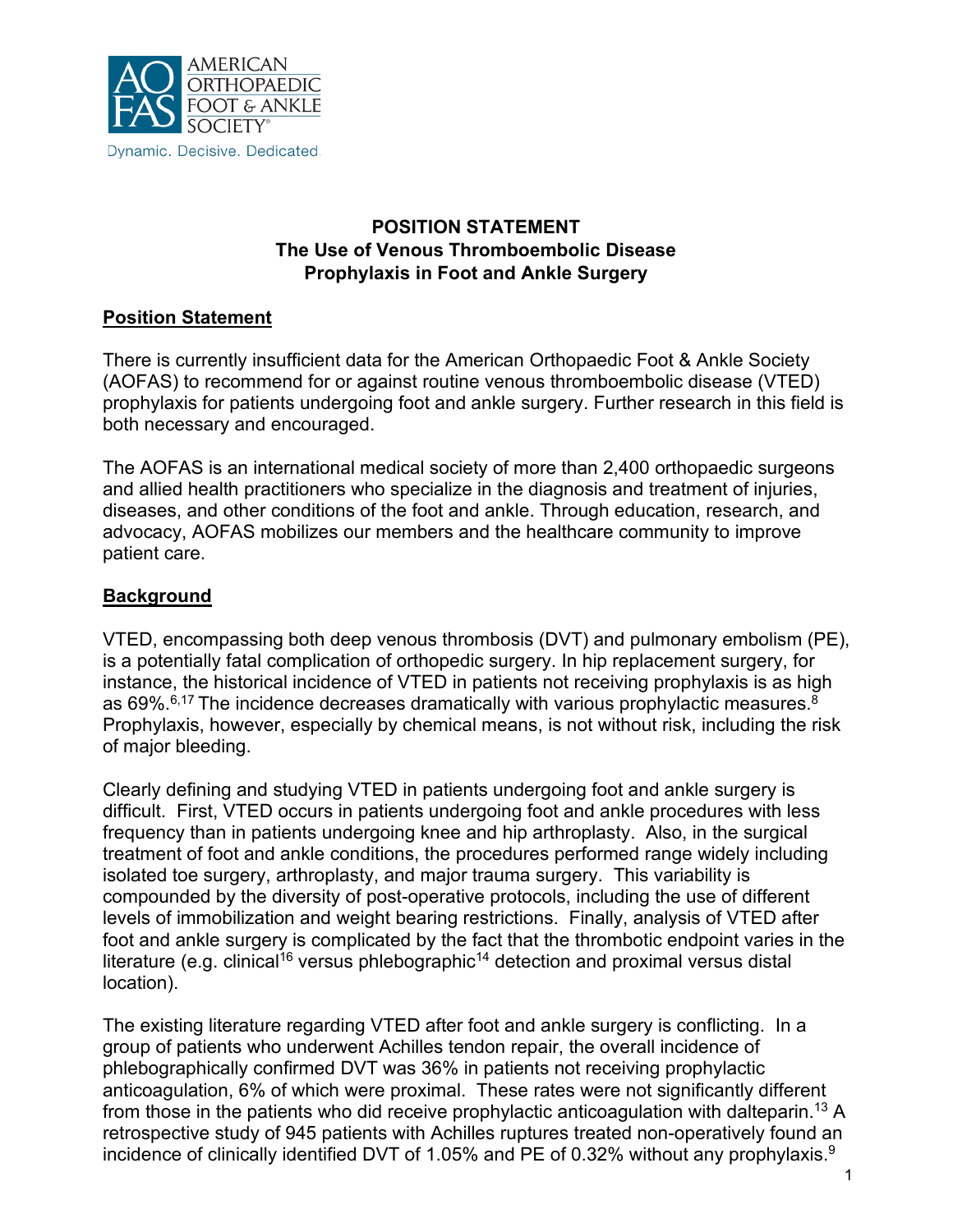AMERICAN ORTHOPAEDIC FOOT & ANKLE SOCIETY®

Dynamic. Decisive. Dedicated

# POSITION STATEMENT
# The Use of Venous Thromboembolic Disease Prophylaxis in Foot and Ankle Surgery

## Position Statement

There is currently insufficient data for the American Orthopaedic Foot & Ankle Society (AOFAS) to recommend for or against routine venous thromboembolic disease (VTED) prophylaxis for patients undergoing foot and ankle surgery. Further research in this field is both necessary and encouraged.

The AOFAS is an international medical society of more than 2,400 orthopaedic surgeons and allied health practitioners who specialize in the diagnosis and treatment of injuries, diseases, and other conditions of the foot and ankle. Through education, research, and advocacy, AOFAS mobilizes our members and the healthcare community to improve patient care.

## Background

VTED, encompassing both deep venous thrombosis (DVT) and pulmonary embolism (PE), is a potentially fatal complication of orthopedic surgery. In hip replacement surgery, for instance, the historical incidence of VTED in patients not receiving prophylaxis is as high as 69%.[6,17] The incidence decreases dramatically with various prophylactic measures.[8] Prophylaxis, however, especially by chemical means, is not without risk, including the risk of major bleeding.

Clearly defining and studying VTED in patients undergoing foot and ankle surgery is difficult. First, VTED occurs in patients undergoing foot and ankle procedures with less frequency than in patients undergoing knee and hip arthroplasty. Also, in the surgical treatment of foot and ankle conditions, the procedures performed range widely including isolated toe surgery, arthroplasty, and major trauma surgery. This variability is compounded by the diversity of post-operative protocols, including the use of different levels of immobilization and weight bearing restrictions. Finally, analysis of VTED after foot and ankle surgery is complicated by the fact that the thrombotic endpoint varies in the literature (e.g. clinical[16] versus phlebographic[14] detection and proximal versus distal location).

The existing literature regarding VTED after foot and ankle surgery is conflicting. In a group of patients who underwent Achilles tendon repair, the overall incidence of phlebographically confirmed DVT was 36% in patients not receiving prophylactic anticoagulation, 6% of which were proximal. These rates were not significantly different from those in the patients who did receive prophylactic anticoagulation with dalteparin.[13] A retrospective study of 945 patients with Achilles ruptures treated non-operatively found an incidence of clinically identified DVT of 1.05% and PE of 0.32% without any prophylaxis.[9]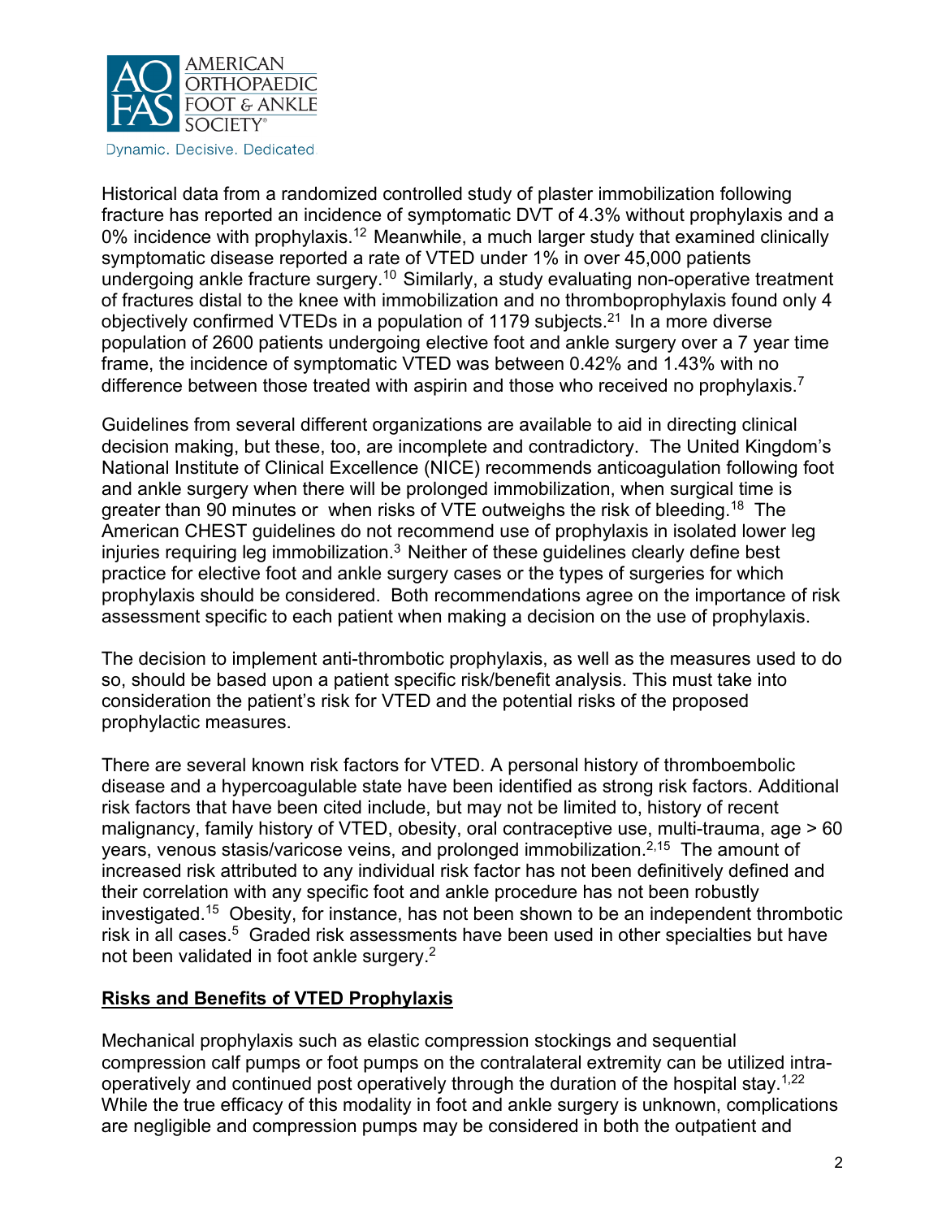Historical data from a randomized controlled study of plaster immobilization following fracture has reported an incidence of symptomatic DVT of 4.3% without prophylaxis and a 0% incidence with prophylaxis.[12] Meanwhile, a much larger study that examined clinically symptomatic disease reported a rate of VTED under 1% in over 45,000 patients undergoing ankle fracture surgery.[10] Similarly, a study evaluating non-operative treatment of fractures distal to the knee with immobilization and no thromboprophylaxis found only 4 objectively confirmed VTEDs in a population of 1179 subjects.[21] In a more diverse population of 2600 patients undergoing elective foot and ankle surgery over a 7 year time frame, the incidence of symptomatic VTED was between 0.42% and 1.43% with no difference between those treated with aspirin and those who received no prophylaxis.[7]

Guidelines from several different organizations are available to aid in directing clinical decision making, but these, too, are incomplete and contradictory. The United Kingdom's National Institute of Clinical Excellence (NICE) recommends anticoagulation following foot and ankle surgery when there will be prolonged immobilization, when surgical time is greater than 90 minutes or when risks of VTE outweighs the risk of bleeding.[18] The American CHEST guidelines do not recommend use of prophylaxis in isolated lower leg injuries requiring leg immobilization.[3] Neither of these guidelines clearly define best practice for elective foot and ankle surgery cases or the types of surgeries for which prophylaxis should be considered. Both recommendations agree on the importance of risk assessment specific to each patient when making a decision on the use of prophylaxis.

The decision to implement anti-thrombotic prophylaxis, as well as the measures used to do so, should be based upon a patient specific risk/benefit analysis. This must take into consideration the patient's risk for VTED and the potential risks of the proposed prophylactic measures.

There are several known risk factors for VTED. A personal history of thromboembolic disease and a hypercoagulable state have been identified as strong risk factors. Additional risk factors that have been cited include, but may not be limited to, history of recent malignancy, family history of VTED, obesity, oral contraceptive use, multi-trauma, age > 60 years, venous stasis/varicose veins, and prolonged immobilization.[2,15] The amount of increased risk attributed to any individual risk factor has not been definitively defined and their correlation with any specific foot and ankle procedure has not been robustly investigated.[15] Obesity, for instance, has not been shown to be an independent thrombotic risk in all cases.[5] Graded risk assessments have been used in other specialties but have not been validated in foot ankle surgery.[2]

## Risks and Benefits of VTED Prophylaxis

Mechanical prophylaxis such as elastic compression stockings and sequential compression calf pumps or foot pumps on the contralateral extremity can be utilized intra-operatively and continued post operatively through the duration of the hospital stay.[1,22] While the true efficacy of this modality in foot and ankle surgery is unknown, complications are negligible and compression pumps may be considered in both the outpatient and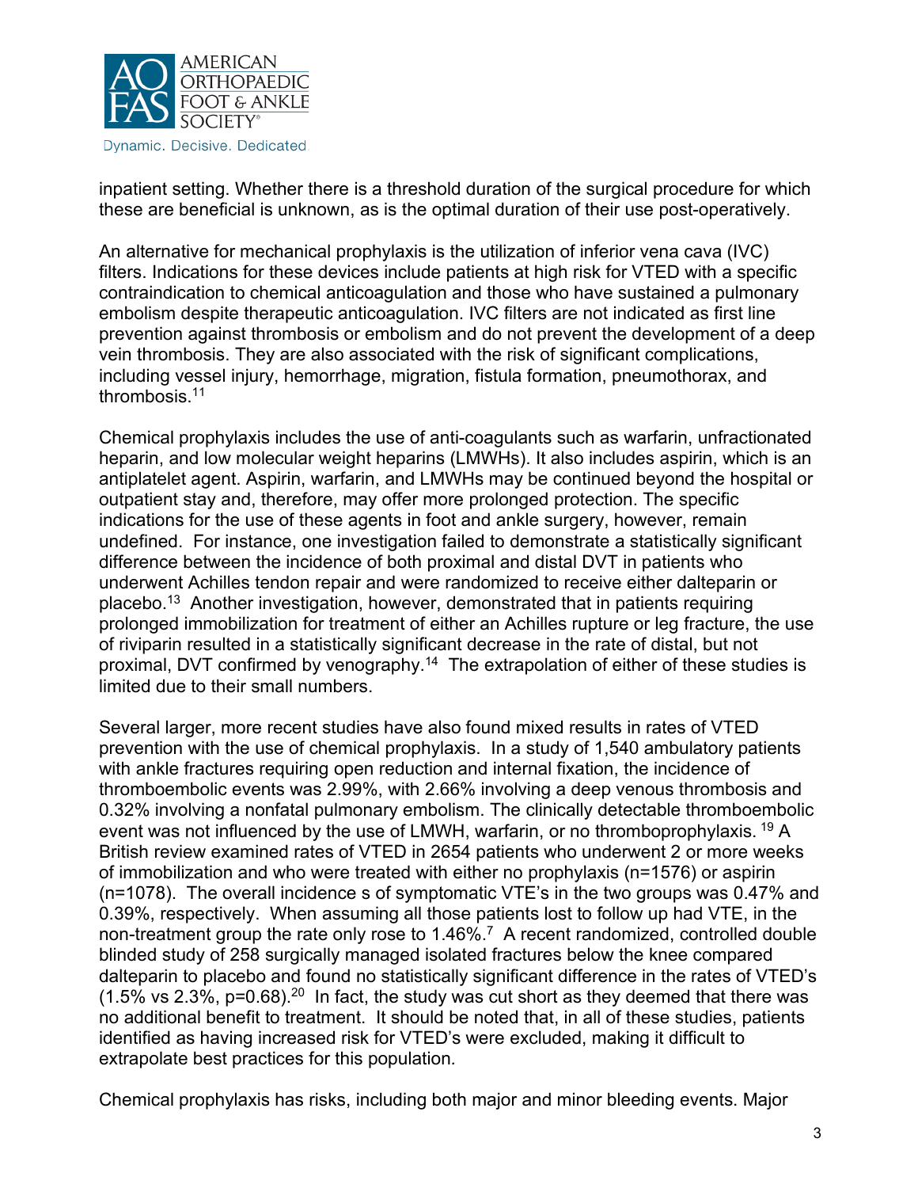inpatient setting. Whether there is a threshold duration of the surgical procedure for which these are beneficial is unknown, as is the optimal duration of their use post-operatively.

An alternative for mechanical prophylaxis is the utilization of inferior vena cava (IVC) filters. Indications for these devices include patients at high risk for VTED with a specific contraindication to chemical anticoagulation and those who have sustained a pulmonary embolism despite therapeutic anticoagulation. IVC filters are not indicated as first line prevention against thrombosis or embolism and do not prevent the development of a deep vein thrombosis. They are also associated with the risk of significant complications, including vessel injury, hemorrhage, migration, fistula formation, pneumothorax, and thrombosis.[11]

Chemical prophylaxis includes the use of anti-coagulants such as warfarin, unfractionated heparin, and low molecular weight heparins (LMWHs). It also includes aspirin, which is an antiplatelet agent. Aspirin, warfarin, and LMWHs may be continued beyond the hospital or outpatient stay and, therefore, may offer more prolonged protection. The specific indications for the use of these agents in foot and ankle surgery, however, remain undefined. For instance, one investigation failed to demonstrate a statistically significant difference between the incidence of both proximal and distal DVT in patients who underwent Achilles tendon repair and were randomized to receive either dalteparin or placebo.[13] Another investigation, however, demonstrated that in patients requiring prolonged immobilization for treatment of either an Achilles rupture or leg fracture, the use of riviparin resulted in a statistically significant decrease in the rate of distal, but not proximal, DVT confirmed by venography.[14] The extrapolation of either of these studies is limited due to their small numbers.

Several larger, more recent studies have also found mixed results in rates of VTED prevention with the use of chemical prophylaxis. In a study of 1,540 ambulatory patients with ankle fractures requiring open reduction and internal fixation, the incidence of thromboembolic events was 2.99%, with 2.66% involving a deep venous thrombosis and 0.32% involving a nonfatal pulmonary embolism. The clinically detectable thromboembolic event was not influenced by the use of LMWH, warfarin, or no thromboprophylaxis. [19] A British review examined rates of VTED in 2654 patients who underwent 2 or more weeks of immobilization and who were treated with either no prophylaxis (n=1576) or aspirin (n=1078). The overall incidence s of symptomatic VTE's in the two groups was 0.47% and 0.39%, respectively. When assuming all those patients lost to follow up had VTE, in the non-treatment group the rate only rose to 1.46%.[7] A recent randomized, controlled double blinded study of 258 surgically managed isolated fractures below the knee compared dalteparin to placebo and found no statistically significant difference in the rates of VTED's (1.5% vs 2.3%, $p=0.68$).[20] In fact, the study was cut short as they deemed that there was no additional benefit to treatment. It should be noted that, in all of these studies, patients identified as having increased risk for VTED's were excluded, making it difficult to extrapolate best practices for this population.

Chemical prophylaxis has risks, including both major and minor bleeding events. Major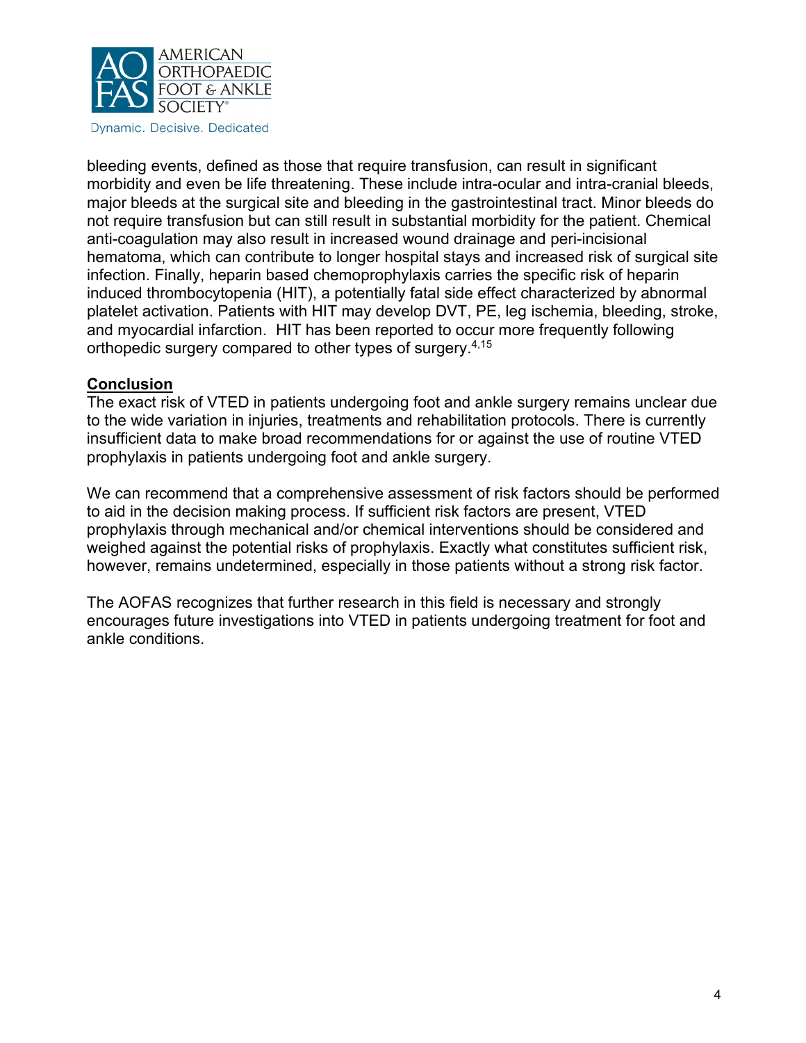bleeding events, defined as those that require transfusion, can result in significant morbidity and even be life threatening. These include intra-ocular and intra-cranial bleeds, major bleeds at the surgical site and bleeding in the gastrointestinal tract. Minor bleeds do not require transfusion but can still result in substantial morbidity for the patient. Chemical anti-coagulation may also result in increased wound drainage and peri-incisional hematoma, which can contribute to longer hospital stays and increased risk of surgical site infection. Finally, heparin based chemoprophylaxis carries the specific risk of heparin induced thrombocytopenia (HIT), a potentially fatal side effect characterized by abnormal platelet activation. Patients with HIT may develop DVT, PE, leg ischemia, bleeding, stroke, and myocardial infarction. HIT has been reported to occur more frequently following orthopedic surgery compared to other types of surgery.[4,15]

## Conclusion

The exact risk of VTED in patients undergoing foot and ankle surgery remains unclear due to the wide variation in injuries, treatments and rehabilitation protocols. There is currently insufficient data to make broad recommendations for or against the use of routine VTED prophylaxis in patients undergoing foot and ankle surgery.

We can recommend that a comprehensive assessment of risk factors should be performed to aid in the decision making process. If sufficient risk factors are present, VTED prophylaxis through mechanical and/or chemical interventions should be considered and weighed against the potential risks of prophylaxis. Exactly what constitutes sufficient risk, however, remains undetermined, especially in those patients without a strong risk factor.

The AOFAS recognizes that further research in this field is necessary and strongly encourages future investigations into VTED in patients undergoing treatment for foot and ankle conditions.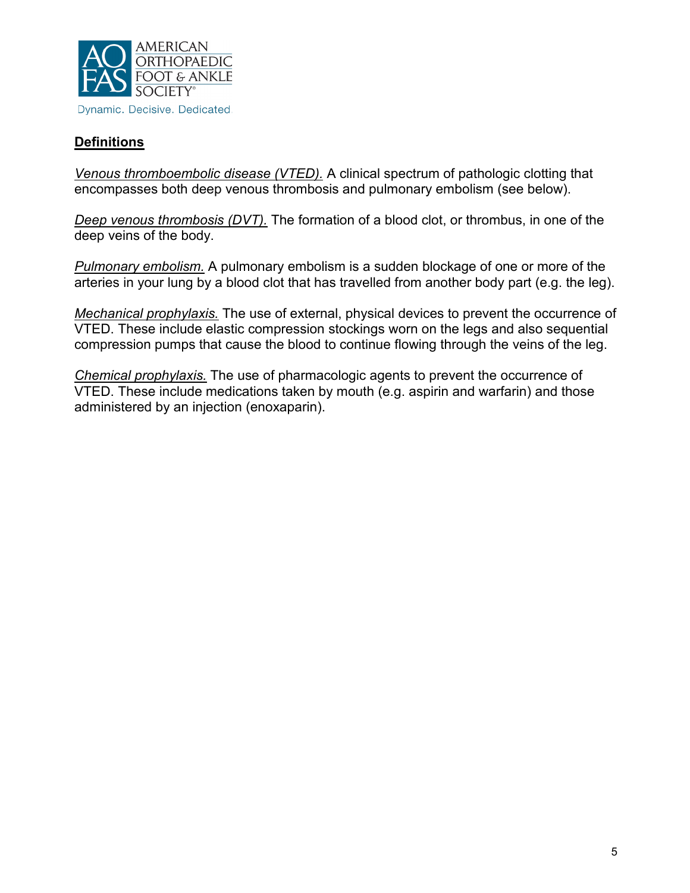## Definitions

*Venous thromboembolic disease (VTED).* A clinical spectrum of pathologic clotting that encompasses both deep venous thrombosis and pulmonary embolism (see below).

*Deep venous thrombosis (DVT).* The formation of a blood clot, or thrombus, in one of the deep veins of the body.

*Pulmonary embolism.* A pulmonary embolism is a sudden blockage of one or more of the arteries in your lung by a blood clot that has travelled from another body part (e.g. the leg).

*Mechanical prophylaxis.* The use of external, physical devices to prevent the occurrence of VTED. These include elastic compression stockings worn on the legs and also sequential compression pumps that cause the blood to continue flowing through the veins of the leg.

*Chemical prophylaxis.* The use of pharmacologic agents to prevent the occurrence of VTED. These include medications taken by mouth (e.g. aspirin and warfarin) and those administered by an injection (enoxaparin).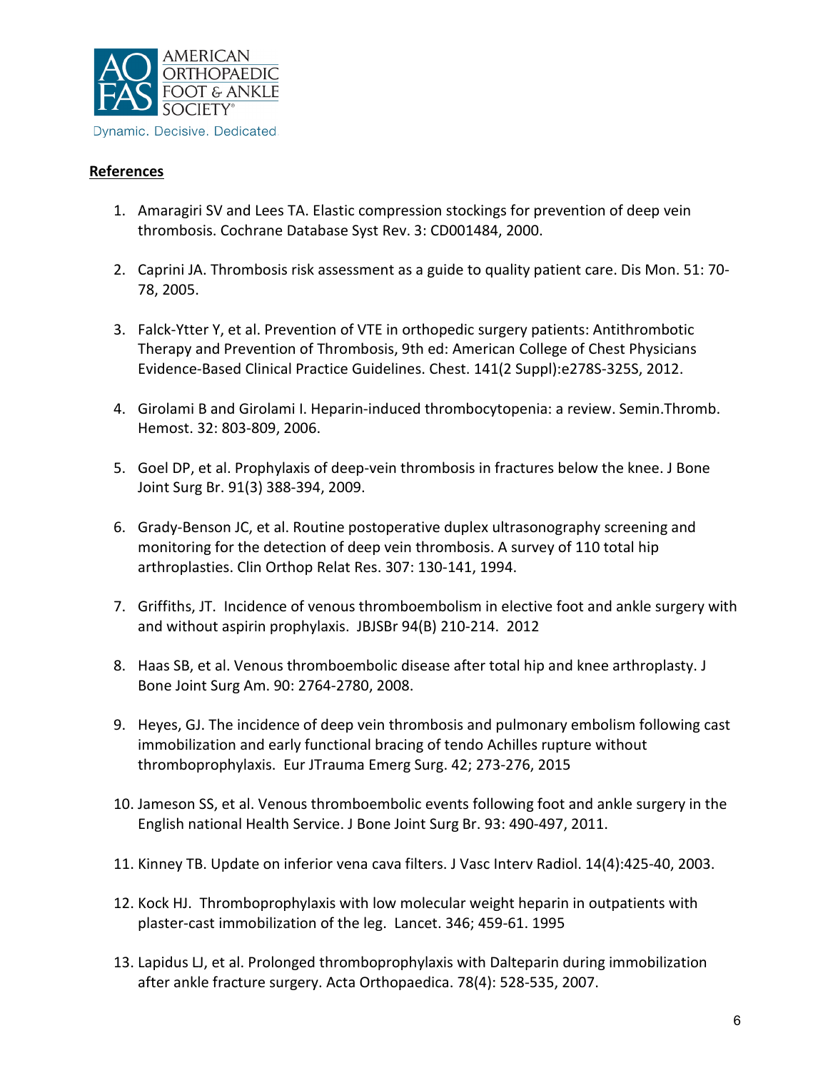**References**

1. Amaragiri SV and Lees TA. Elastic compression stockings for prevention of deep vein thrombosis. Cochrane Database Syst Rev. 3: CD001484, 2000.

2. Caprini JA. Thrombosis risk assessment as a guide to quality patient care. Dis Mon. 51: 70-78, 2005.

3. Falck-Ytter Y, et al. Prevention of VTE in orthopedic surgery patients: Antithrombotic Therapy and Prevention of Thrombosis, 9th ed: American College of Chest Physicians Evidence-Based Clinical Practice Guidelines. Chest. 141(2 Suppl):e278S-325S, 2012.

4. Girolami B and Girolami I. Heparin-induced thrombocytopenia: a review. Semin.Thromb. Hemost. 32: 803-809, 2006.

5. Goel DP, et al. Prophylaxis of deep-vein thrombosis in fractures below the knee. J Bone Joint Surg Br. 91(3) 388-394, 2009.

6. Grady-Benson JC, et al. Routine postoperative duplex ultrasonography screening and monitoring for the detection of deep vein thrombosis. A survey of 110 total hip arthroplasties. Clin Orthop Relat Res. 307: 130-141, 1994.

7. Griffiths, JT. Incidence of venous thromboembolism in elective foot and ankle surgery with and without aspirin prophylaxis. JBJSBr 94(B) 210-214. 2012

8. Haas SB, et al. Venous thromboembolic disease after total hip and knee arthroplasty. J Bone Joint Surg Am. 90: 2764-2780, 2008.

9. Heyes, GJ. The incidence of deep vein thrombosis and pulmonary embolism following cast immobilization and early functional bracing of tendo Achilles rupture without thromboprophylaxis. Eur JTrauma Emerg Surg. 42; 273-276, 2015

10. Jameson SS, et al. Venous thromboembolic events following foot and ankle surgery in the English national Health Service. J Bone Joint Surg Br. 93: 490-497, 2011.

11. Kinney TB. Update on inferior vena cava filters. J Vasc Interv Radiol. 14(4):425-40, 2003.

12. Kock HJ. Thromboprophylaxis with low molecular weight heparin in outpatients with plaster-cast immobilization of the leg. Lancet. 346; 459-61. 1995

13. Lapidus LJ, et al. Prolonged thromboprophylaxis with Dalteparin during immobilization after ankle fracture surgery. Acta Orthopaedica. 78(4): 528-535, 2007.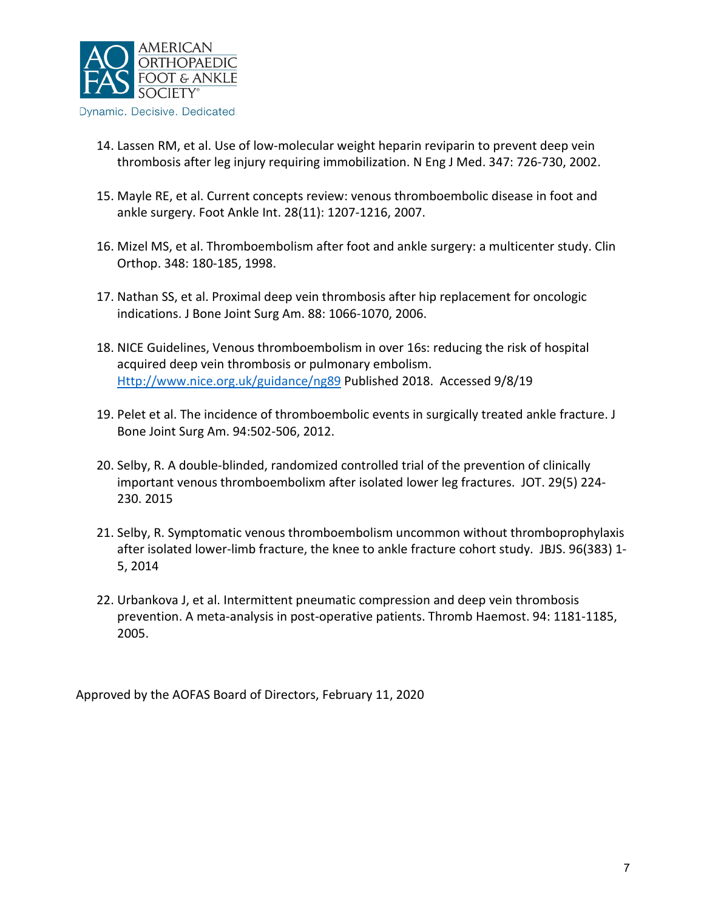14. Lassen RM, et al. Use of low-molecular weight heparin reviparin to prevent deep vein thrombosis after leg injury requiring immobilization. N Eng J Med. 347: 726-730, 2002.

15. Mayle RE, et al. Current concepts review: venous thromboembolic disease in foot and ankle surgery. Foot Ankle Int. 28(11): 1207-1216, 2007.

16. Mizel MS, et al. Thromboembolism after foot and ankle surgery: a multicenter study. Clin Orthop. 348: 180-185, 1998.

17. Nathan SS, et al. Proximal deep vein thrombosis after hip replacement for oncologic indications. J Bone Joint Surg Am. 88: 1066-1070, 2006.

18. NICE Guidelines, Venous thromboembolism in over 16s: reducing the risk of hospital acquired deep vein thrombosis or pulmonary embolism. [Http://www.nice.org.uk/guidance/ng89](Http://www.nice.org.uk/guidance/ng89) Published 2018. Accessed 9/8/19

19. Pelet et al. The incidence of thromboembolic events in surgically treated ankle fracture. J Bone Joint Surg Am. 94:502-506, 2012.

20. Selby, R. A double-blinded, randomized controlled trial of the prevention of clinically important venous thromboembolixm after isolated lower leg fractures. JOT. 29(5) 224-230. 2015

21. Selby, R. Symptomatic venous thromboembolism uncommon without thromboprophylaxis after isolated lower-limb fracture, the knee to ankle fracture cohort study. JBJS. 96(383) 1-5, 2014

22. Urbankova J, et al. Intermittent pneumatic compression and deep vein thrombosis prevention. A meta-analysis in post-operative patients. Thromb Haemost. 94: 1181-1185, 2005.

Approved by the AOFAS Board of Directors, February 11, 2020